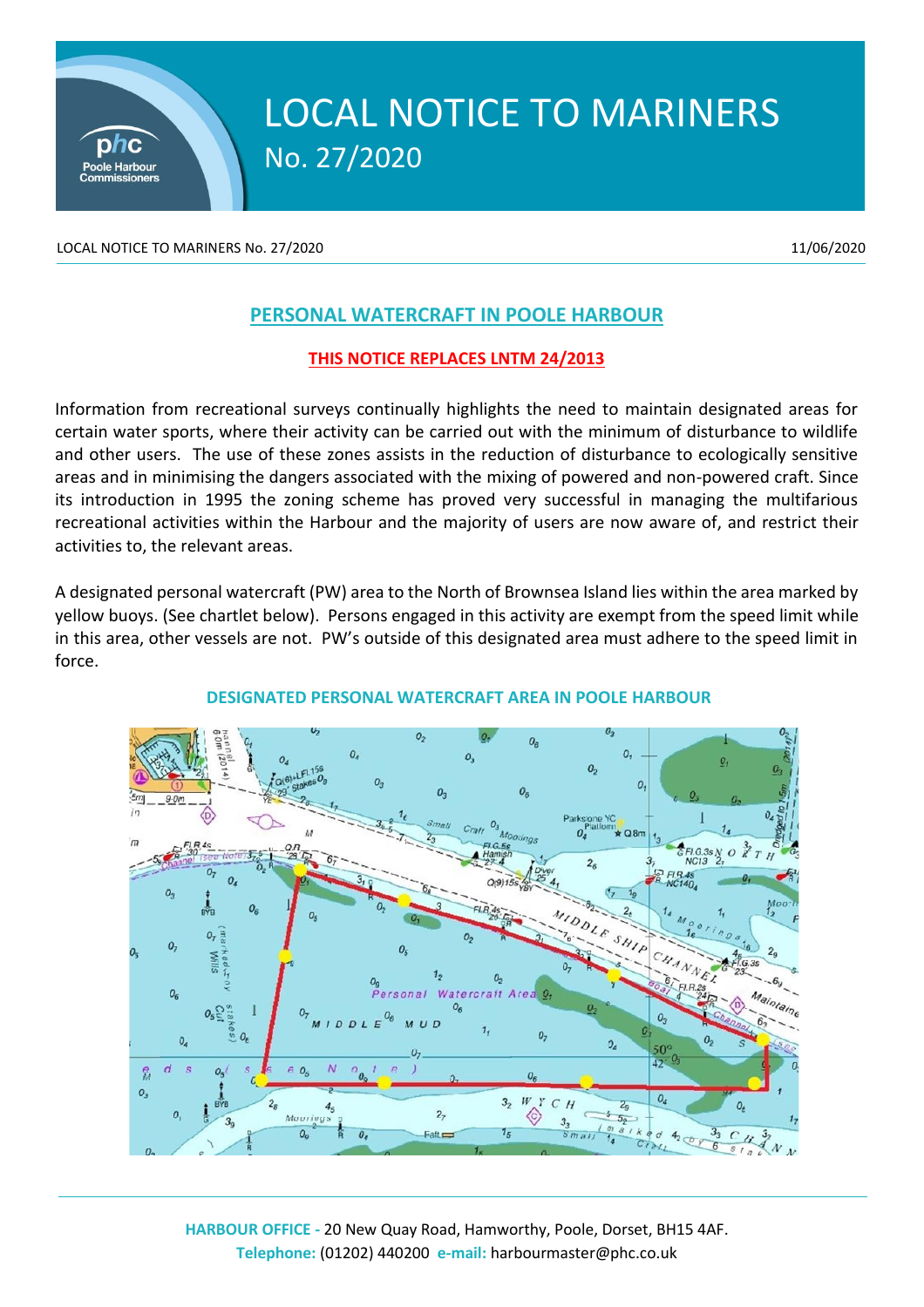# LOCAL NOTICE TO MARINERS
## No. 27/2020

LOCAL NOTICE TO MARINERS No. 27/2020 11/06/2020

## PERSONAL WATERCRAFT IN POOLE HARBOUR

**THIS NOTICE REPLACES LNTM 24/2013**

Information from recreational surveys continually highlights the need to maintain designated areas for certain water sports, where their activity can be carried out with the minimum of disturbance to wildlife and other users. The use of these zones assists in the reduction of disturbance to ecologically sensitive areas and in minimising the dangers associated with the mixing of powered and non-powered craft. Since its introduction in 1995 the zoning scheme has proved very successful in managing the multifarious recreational activities within the Harbour and the majority of users are now aware of, and restrict their activities to, the relevant areas.

A designated personal watercraft (PW) area to the North of Brownsea Island lies within the area marked by yellow buoys. (See chartlet below). Persons engaged in this activity are exempt from the speed limit while in this area, other vessels are not. PW's outside of this designated area must adhere to the speed limit in force.

**DESIGNATED PERSONAL WATERCRAFT AREA IN POOLE HARBOUR**

**HARBOUR OFFICE -** 20 New Quay Road, Hamworthy, Poole, Dorset, BH15 4AF.
**Telephone:** (01202) 440200 **e-mail:** harbourmaster@phc.co.uk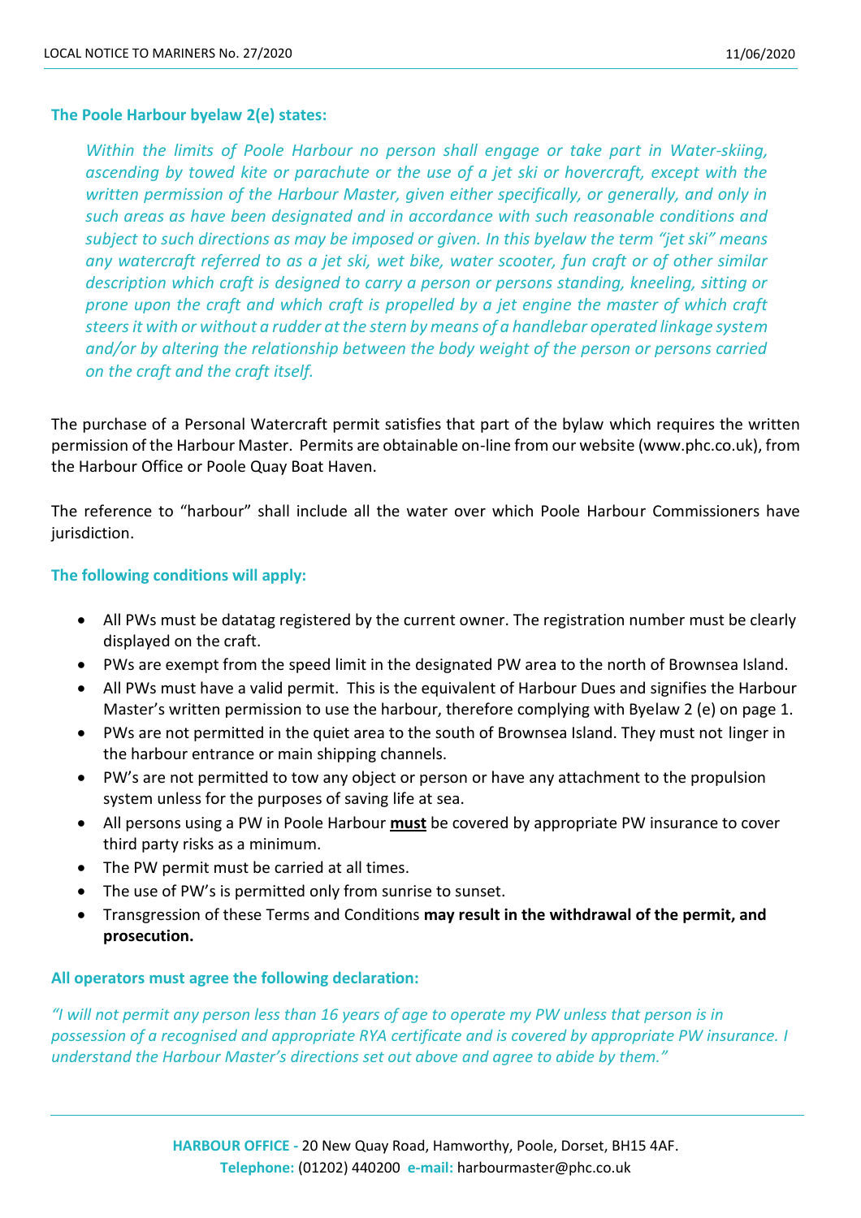**The Poole Harbour byelaw 2(e) states:**

*Within the limits of Poole Harbour no person shall engage or take part in Water-skiing, ascending by towed kite or parachute or the use of a jet ski or hovercraft, except with the written permission of the Harbour Master, given either specifically, or generally, and only in such areas as have been designated and in accordance with such reasonable conditions and subject to such directions as may be imposed or given. In this byelaw the term "jet ski" means any watercraft referred to as a jet ski, wet bike, water scooter, fun craft or of other similar description which craft is designed to carry a person or persons standing, kneeling, sitting or prone upon the craft and which craft is propelled by a jet engine the master of which craft steers it with or without a rudder at the stern by means of a handlebar operated linkage system and/or by altering the relationship between the body weight of the person or persons carried on the craft and the craft itself.*

The purchase of a Personal Watercraft permit satisfies that part of the bylaw which requires the written permission of the Harbour Master. Permits are obtainable on-line from our website (www.phc.co.uk), from the Harbour Office or Poole Quay Boat Haven.

The reference to "harbour" shall include all the water over which Poole Harbour Commissioners have jurisdiction.

**The following conditions will apply:**

- All PWs must be datatag registered by the current owner. The registration number must be clearly displayed on the craft.
- PWs are exempt from the speed limit in the designated PW area to the north of Brownsea Island.
- All PWs must have a valid permit. This is the equivalent of Harbour Dues and signifies the Harbour Master's written permission to use the harbour, therefore complying with Byelaw 2 (e) on page 1.
- PWs are not permitted in the quiet area to the south of Brownsea Island. They must not linger in the harbour entrance or main shipping channels.
- PW's are not permitted to tow any object or person or have any attachment to the propulsion system unless for the purposes of saving life at sea.
- All persons using a PW in Poole Harbour **must** be covered by appropriate PW insurance to cover third party risks as a minimum.
- The PW permit must be carried at all times.
- The use of PW's is permitted only from sunrise to sunset.
- Transgression of these Terms and Conditions **may result in the withdrawal of the permit, and prosecution.**

**All operators must agree the following declaration:**

*"I will not permit any person less than 16 years of age to operate my PW unless that person is in possession of a recognised and appropriate RYA certificate and is covered by appropriate PW insurance. I understand the Harbour Master's directions set out above and agree to abide by them."*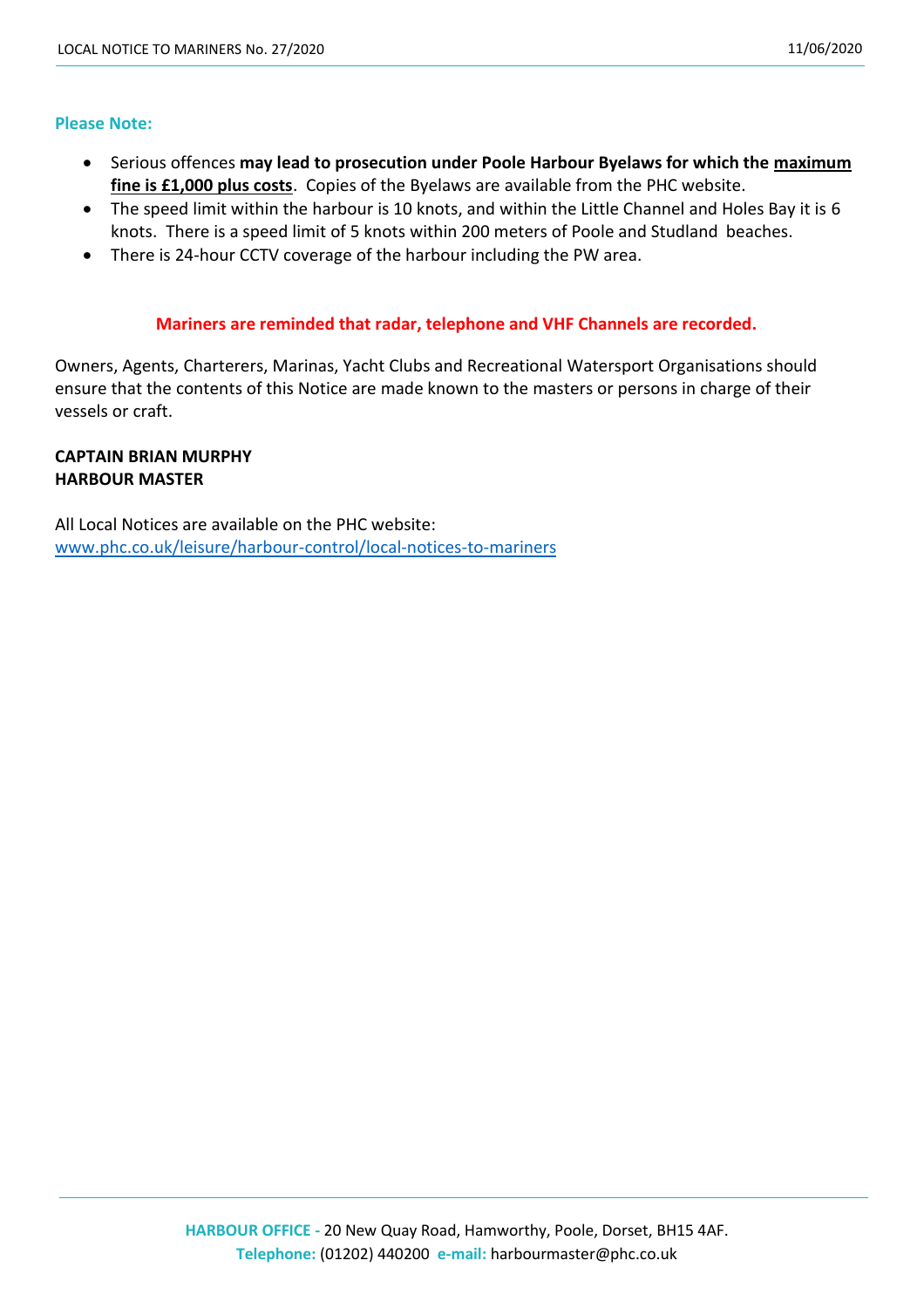**Please Note:**

- Serious offences **may lead to prosecution under Poole Harbour Byelaws for which the maximum fine is £1,000 plus costs**. Copies of the Byelaws are available from the PHC website.
- The speed limit within the harbour is 10 knots, and within the Little Channel and Holes Bay it is 6 knots. There is a speed limit of 5 knots within 200 meters of Poole and Studland beaches.
- There is 24-hour CCTV coverage of the harbour including the PW area.

**Mariners are reminded that radar, telephone and VHF Channels are recorded.**

Owners, Agents, Charterers, Marinas, Yacht Clubs and Recreational Watersport Organisations should ensure that the contents of this Notice are made known to the masters or persons in charge of their vessels or craft.

**CAPTAIN BRIAN MURPHY**
**HARBOUR MASTER**

All Local Notices are available on the PHC website:
[www.phc.co.uk/leisure/harbour-control/local-notices-to-mariners](www.phc.co.uk/leisure/harbour-control/local-notices-to-mariners)

**HARBOUR OFFICE -** 20 New Quay Road, Hamworthy, Poole, Dorset, BH15 4AF.
**Telephone:** (01202) 440200 **e-mail:** harbourmaster@phc.co.uk